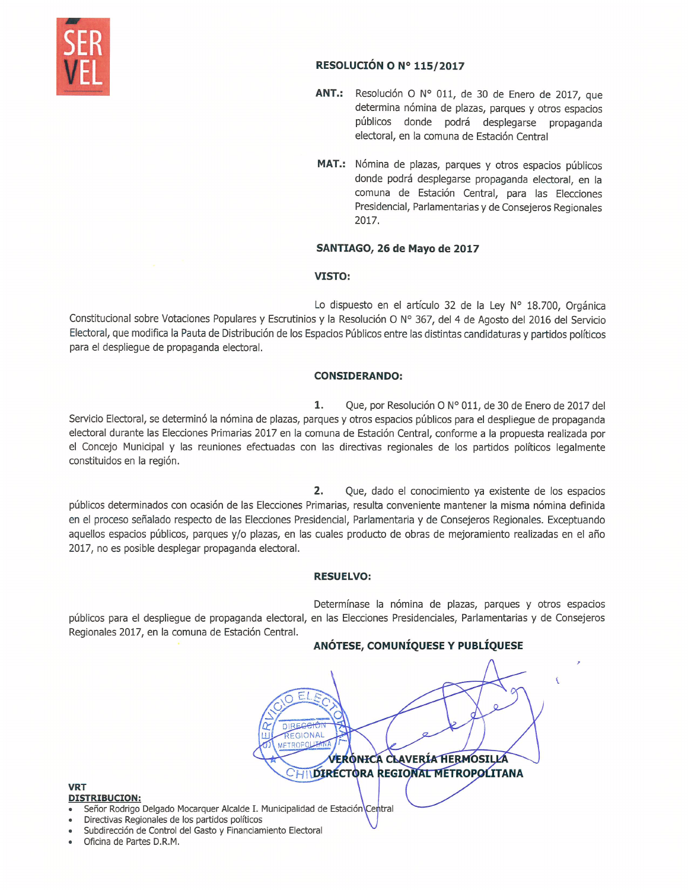SER VEL

**RESOLUCIÓN O N° 115/2017**

**ANT.:** Resolución O N° 011, de 30 de Enero de 2017, que determina nómina de plazas, parques y otros espacios públicos donde podrá desplegarse propaganda electoral, en la comuna de Estación Central

**MAT.:** Nómina de plazas, parques y otros espacios públicos donde podrá desplegarse propaganda electoral, en la comuna de Estación Central, para las Elecciones Presidencial, Parlamentarias y de Consejeros Regionales 2017.

**SANTIAGO, 26 de Mayo de 2017**

**VISTO:**

Lo dispuesto en el artículo 32 de la Ley N° 18.700, Orgánica Constitucional sobre Votaciones Populares y Escrutinios y la Resolución O N° 367, del 4 de Agosto del 2016 del Servicio Electoral, que modifica la Pauta de Distribución de los Espacios Públicos entre las distintas candidaturas y partidos políticos para el despliegue de propaganda electoral.

**CONSIDERANDO:**

**1.** Que, por Resolución O N° 011, de 30 de Enero de 2017 del Servicio Electoral, se determinó la nómina de plazas, parques y otros espacios públicos para el despliegue de propaganda electoral durante las Elecciones Primarias 2017 en la comuna de Estación Central, conforme a la propuesta realizada por el Concejo Municipal y las reuniones efectuadas con las directivas regionales de los partidos políticos legalmente constituidos en la región.

**2.** Que, dado el conocimiento ya existente de los espacios públicos determinados con ocasión de las Elecciones Primarias, resulta conveniente mantener la misma nómina definida en el proceso señalado respecto de las Elecciones Presidencial, Parlamentaria y de Consejeros Regionales. Exceptuando aquellos espacios públicos, parques y/o plazas, en las cuales producto de obras de mejoramiento realizadas en el año 2017, no es posible desplegar propaganda electoral.

**RESUELVO:**

Determínase la nómina de plazas, parques y otros espacios públicos para el despliegue de propaganda electoral, en las Elecciones Presidenciales, Parlamentarias y de Consejeros Regionales 2017, en la comuna de Estación Central.

**ANÓTESE, COMUNÍQUESE Y PUBLÍQUESE**

SERVICIO ELECTORAL – DIRECCIÓN REGIONAL METROPOLITANA – CHILE

**VERÓNICA CLAVERÍA HERMOSILLA**
**DIRECTORA REGIONAL METROPOLITANA**

**VRT**

**DISTRIBUCION:**

- Señor Rodrigo Delgado Mocarquer Alcalde I. Municipalidad de Estación Central
- Directivas Regionales de los partidos políticos
- Subdirección de Control del Gasto y Financiamiento Electoral
- Oficina de Partes D.R.M.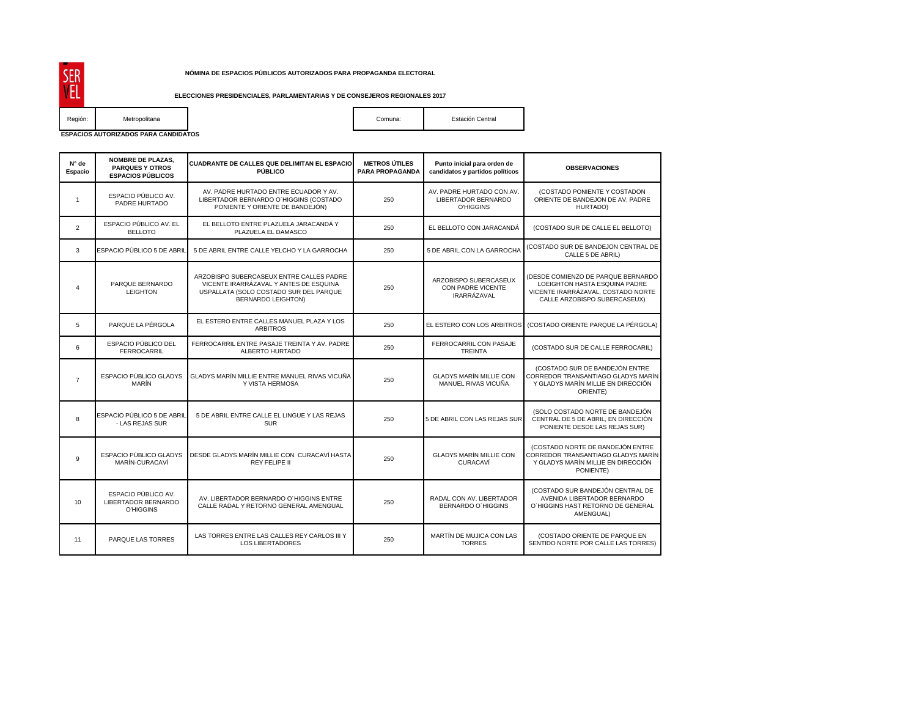**NÓMINA DE ESPACIOS PÚBLICOS AUTORIZADOS PARA PROPAGANDA ELECTORAL**

**ELECCIONES PRESIDENCIALES, PARLAMENTARIAS Y DE CONSEJEROS REGIONALES 2017**

| Región: | Metropolitana | Comuna: | Estación Central |
|---|---|---|---|

**ESPACIOS AUTORIZADOS PARA CANDIDATOS**

| N° de Espacio | NOMBRE DE PLAZAS, PARQUES Y OTROS ESPACIOS PÚBLICOS | CUADRANTE DE CALLES QUE DELIMITAN EL ESPACIO PÚBLICO | METROS ÚTILES PARA PROPAGANDA | Punto inicial para orden de candidatos y partidos políticos | OBSERVACIONES |
|---|---|---|---|---|---|
| 1 | ESPACIO PÚBLICO AV. PADRE HURTADO | AV. PADRE HURTADO ENTRE ECUADOR Y AV. LIBERTADOR BERNARDO O´HIGGINS (COSTADO PONIENTE Y ORIENTE DE BANDEJÓN) | 250 | AV. PADRE HURTADO CON AV. LIBERTADOR BERNARDO O'HIGGINS | (COSTADO PONIENTE Y COSTADON ORIENTE DE BANDEJON DE AV. PADRE HURTADO) |
| 2 | ESPACIO PÚBLICO AV. EL BELLOTO | EL BELLOTO ENTRE PLAZUELA JARACANDÁ Y PLAZUELA EL DAMASCO | 250 | EL BELLOTO CON JARACANDÁ | (COSTADO SUR DE CALLE EL BELLOTO) |
| 3 | ESPACIO PÚBLICO 5 DE ABRIL | 5 DE ABRIL ENTRE CALLE YELCHO Y LA GARROCHA | 250 | 5 DE ABRIL CON LA GARROCHA | (COSTADO SUR DE BANDEJON CENTRAL DE CALLE 5 DE ABRIL) |
| 4 | PARQUE BERNARDO LEIGHTON | ARZOBISPO SUBERCASEUX ENTRE CALLES PADRE VICENTE IRARRÁZAVAL Y ANTES DE ESQUINA USPALLATA (SOLO COSTADO SUR DEL PARQUE BERNARDO LEIGHTON) | 250 | ARZOBISPO SUBERCASEUX CON PADRE VICENTE IRARRÁZAVAL | (DESDE COMIENZO DE PARQUE BERNARDO LOEIGHTON HASTA ESQUINA PADRE VICENTE IRARRÁZAVAL, COSTADO NORTE CALLE ARZOBISPO SUBERCASEUX) |
| 5 | PARQUE LA PÉRGOLA | EL ESTERO ENTRE CALLES MANUEL PLAZA Y LOS ARBITROS | 250 | EL ESTERO CON LOS ARBITROS | (COSTADO ORIENTE PARQUE LA PÉRGOLA) |
| 6 | ESPACIO PÚBLICO DEL FERROCARRIL | FERROCARRIL ENTRE PASAJE TREINTA Y AV. PADRE ALBERTO HURTADO | 250 | FERROCARRIL CON PASAJE TREINTA | (COSTADO SUR DE CALLE FERROCARIL) |
| 7 | ESPACIO PÚBLICO GLADYS MARÍN | GLADYS MARÍN MILLIE ENTRE MANUEL RIVAS VICUÑA Y VISTA HERMOSA | 250 | GLADYS MARÍN MILLIE CON MANUEL RIVAS VICUÑA | (COSTADO SUR DE BANDEJÓN ENTRE CORREDOR TRANSANTIAGO GLADYS MARÍN Y GLADYS MARÍN MILLIE EN DIRECCIÓN ORIENTE) |
| 8 | ESPACIO PÚBLICO 5 DE ABRIL - LAS REJAS SUR | 5 DE ABRIL ENTRE CALLE EL LINGUE Y LAS REJAS SUR | 250 | 5 DE ABRIL CON LAS REJAS SUR | (SOLO COSTADO NORTE DE BANDEJÓN CENTRAL DE 5 DE ABRIL, EN DIRECCIÓN PONIENTE DESDE LAS REJAS SUR) |
| 9 | ESPACIO PÚBLICO GLADYS MARÍN-CURACAVÍ | DESDE GLADYS MARÍN MILLIE CON CURACAVÍ HASTA REY FELIPE II | 250 | GLADYS MARÍN MILLIE CON CURACAVÍ | (COSTADO NORTE DE BANDEJÓN ENTRE CORREDOR TRANSANTIAGO GLADYS MARÍN Y GLADYS MARÍN MILLIE EN DIRECCIÓN PONIENTE) |
| 10 | ESPACIO PÚBLICO AV. LIBERTADOR BERNARDO O'HIGGINS | AV. LIBERTADOR BERNARDO O´HIGGINS ENTRE CALLE RADAL Y RETORNO GENERAL AMENGUAL | 250 | RADAL CON AV. LIBERTADOR BERNARDO O´HIGGINS | (COSTADO SUR BANDEJÓN CENTRAL DE AVENIDA LIBERTADOR BERNARDO O´HIGGINS HAST RETORNO DE GENERAL AMENGUAL) |
| 11 | PARQUE LAS TORRES | LAS TORRES ENTRE LAS CALLES REY CARLOS III Y LOS LIBERTADORES | 250 | MARTÍN DE MUJICA CON LAS TORRES | (COSTADO ORIENTE DE PARQUE EN SENTIDO NORTE POR CALLE LAS TORRES) |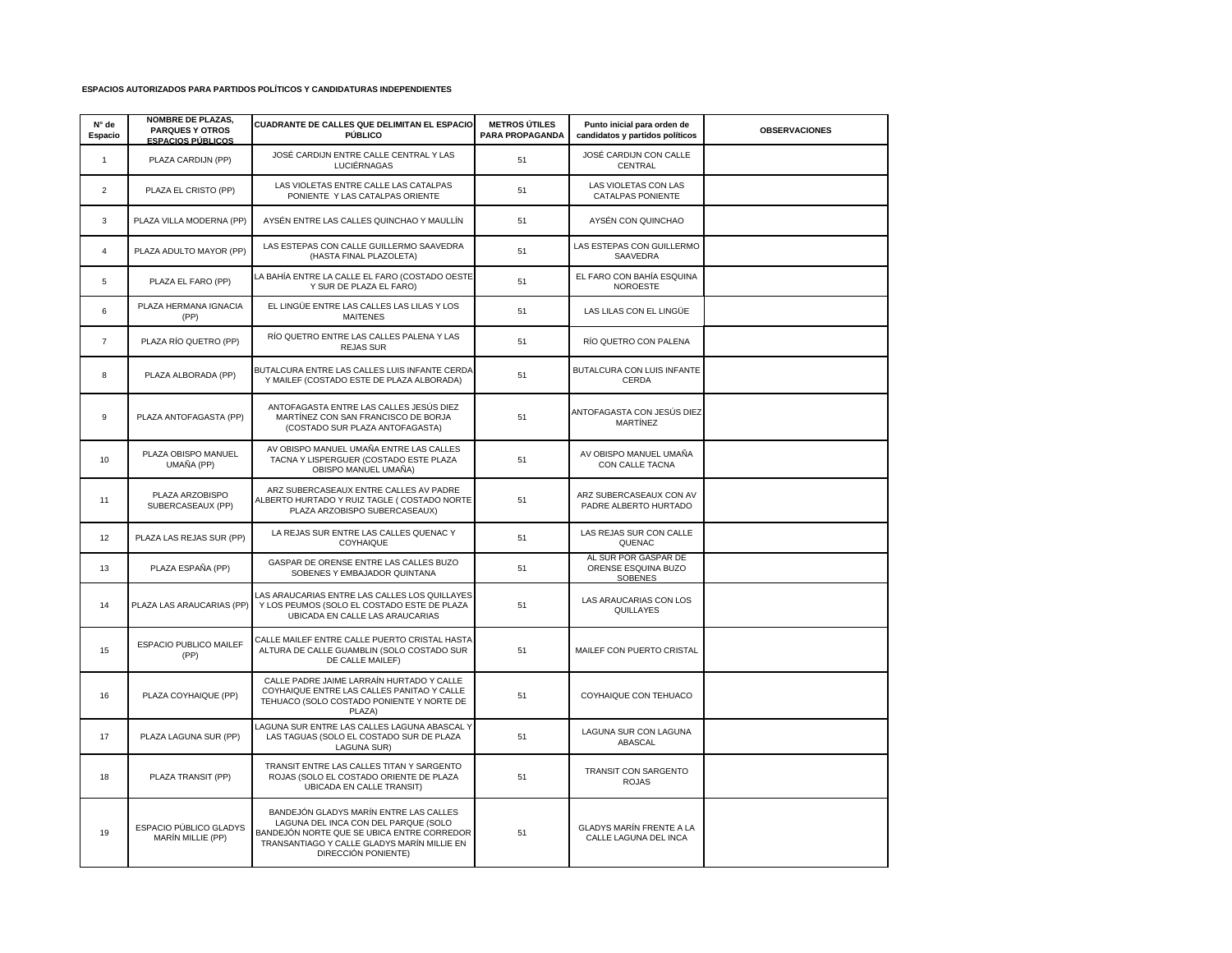**ESPACIOS AUTORIZADOS PARA PARTIDOS POLÍTICOS Y CANDIDATURAS INDEPENDIENTES**

| N° de Espacio | NOMBRE DE PLAZAS, PARQUES Y OTROS ESPACIOS PÚBLICOS | CUADRANTE DE CALLES QUE DELIMITAN EL ESPACIO PÚBLICO | METROS ÚTILES PARA PROPAGANDA | Punto inicial para orden de candidatos y partidos políticos | OBSERVACIONES |
|---|---|---|---|---|---|
| 1 | PLAZA CARDIJN (PP) | JOSÉ CARDIJN ENTRE CALLE CENTRAL Y LAS LUCIÉRNAGAS | 51 | JOSÉ CARDIJN CON CALLE CENTRAL | |
| 2 | PLAZA EL CRISTO (PP) | LAS VIOLETAS ENTRE CALLE LAS CATALPAS PONIENTE Y LAS CATALPAS ORIENTE | 51 | LAS VIOLETAS CON LAS CATALPAS PONIENTE | |
| 3 | PLAZA VILLA MODERNA (PP) | AYSÉN ENTRE LAS CALLES QUINCHAO Y MAULLÍN | 51 | AYSÉN CON QUINCHAO | |
| 4 | PLAZA ADULTO MAYOR (PP) | LAS ESTEPAS CON CALLE GUILLERMO SAAVEDRA (HASTA FINAL PLAZOLETA) | 51 | LAS ESTEPAS CON GUILLERMO SAAVEDRA | |
| 5 | PLAZA EL FARO (PP) | LA BAHÍA ENTRE LA CALLE EL FARO (COSTADO OESTE Y SUR DE PLAZA EL FARO) | 51 | EL FARO CON BAHÍA ESQUINA NOROESTE | |
| 6 | PLAZA HERMANA IGNACIA (PP) | EL LINGÜE ENTRE LAS CALLES LAS LILAS Y LOS MAITENES | 51 | LAS LILAS CON EL LINGÜE | |
| 7 | PLAZA RÍO QUETRO (PP) | RÍO QUETRO ENTRE LAS CALLES PALENA Y LAS REJAS SUR | 51 | RÍO QUETRO CON PALENA | |
| 8 | PLAZA ALBORADA (PP) | BUTALCURA ENTRE LAS CALLES LUIS INFANTE CERDA Y MAILEF (COSTADO ESTE DE PLAZA ALBORADA) | 51 | BUTALCURA CON LUIS INFANTE CERDA | |
| 9 | PLAZA ANTOFAGASTA (PP) | ANTOFAGASTA ENTRE LAS CALLES JESÚS DIEZ MARTÍNEZ CON SAN FRANCISCO DE BORJA (COSTADO SUR PLAZA ANTOFAGASTA) | 51 | ANTOFAGASTA CON JESÚS DIEZ MARTÍNEZ | |
| 10 | PLAZA OBISPO MANUEL UMAÑA (PP) | AV OBISPO MANUEL UMAÑA ENTRE LAS CALLES TACNA Y LISPERGUER (COSTADO ESTE PLAZA OBISPO MANUEL UMAÑA) | 51 | AV OBISPO MANUEL UMAÑA CON CALLE TACNA | |
| 11 | PLAZA ARZOBISPO SUBERCASEAUX (PP) | ARZ SUBERCASEAUX ENTRE CALLES AV PADRE ALBERTO HURTADO Y RUIZ TAGLE ( COSTADO NORTE PLAZA ARZOBISPO SUBERCASEAUX) | 51 | ARZ SUBERCASEAUX CON AV PADRE ALBERTO HURTADO | |
| 12 | PLAZA LAS REJAS SUR (PP) | LA REJAS SUR ENTRE LAS CALLES QUENAC Y COYHAIQUE | 51 | LAS REJAS SUR CON CALLE QUENAC | |
| 13 | PLAZA ESPAÑA (PP) | GASPAR DE ORENSE ENTRE LAS CALLES BUZO SOBENES Y EMBAJADOR QUINTANA | 51 | AL SUR POR GASPAR DE ORENSE ESQUINA BUZO SOBENES | |
| 14 | PLAZA LAS ARAUCARIAS (PP) | LAS ARAUCARIAS ENTRE LAS CALLES LOS QUILLAYES Y LOS PEUMOS (SOLO EL COSTADO ESTE DE PLAZA UBICADA EN CALLE LAS ARAUCARIAS | 51 | LAS ARAUCARIAS CON LOS QUILLAYES | |
| 15 | ESPACIO PUBLICO MAILEF (PP) | CALLE MAILEF ENTRE CALLE PUERTO CRISTAL HASTA ALTURA DE CALLE GUAMBLIN (SOLO COSTADO SUR DE CALLE MAILEF) | 51 | MAILEF CON PUERTO CRISTAL | |
| 16 | PLAZA COYHAIQUE (PP) | CALLE PADRE JAIME LARRAÍN HURTADO Y CALLE COYHAIQUE ENTRE LAS CALLES PANITAO Y CALLE TEHUACO (SOLO COSTADO PONIENTE Y NORTE DE PLAZA) | 51 | COYHAIQUE CON TEHUACO | |
| 17 | PLAZA LAGUNA SUR (PP) | LAGUNA SUR ENTRE LAS CALLES LAGUNA ABASCAL Y LAS TAGUAS (SOLO EL COSTADO SUR DE PLAZA LAGUNA SUR) | 51 | LAGUNA SUR CON LAGUNA ABASCAL | |
| 18 | PLAZA TRANSIT (PP) | TRANSIT ENTRE LAS CALLES TITAN Y SARGENTO ROJAS (SOLO EL COSTADO ORIENTE DE PLAZA UBICADA EN CALLE TRANSIT) | 51 | TRANSIT CON SARGENTO ROJAS | |
| 19 | ESPACIO PÚBLICO GLADYS MARÍN MILLIE (PP) | BANDEJÓN GLADYS MARÍN ENTRE LAS CALLES LAGUNA DEL INCA CON DEL PARQUE (SOLO BANDEJÓN NORTE QUE SE UBICA ENTRE CORREDOR TRANSANTIAGO Y CALLE GLADYS MARÍN MILLIE EN DIRECCIÓN PONIENTE) | 51 | GLADYS MARÍN FRENTE A LA CALLE LAGUNA DEL INCA | |